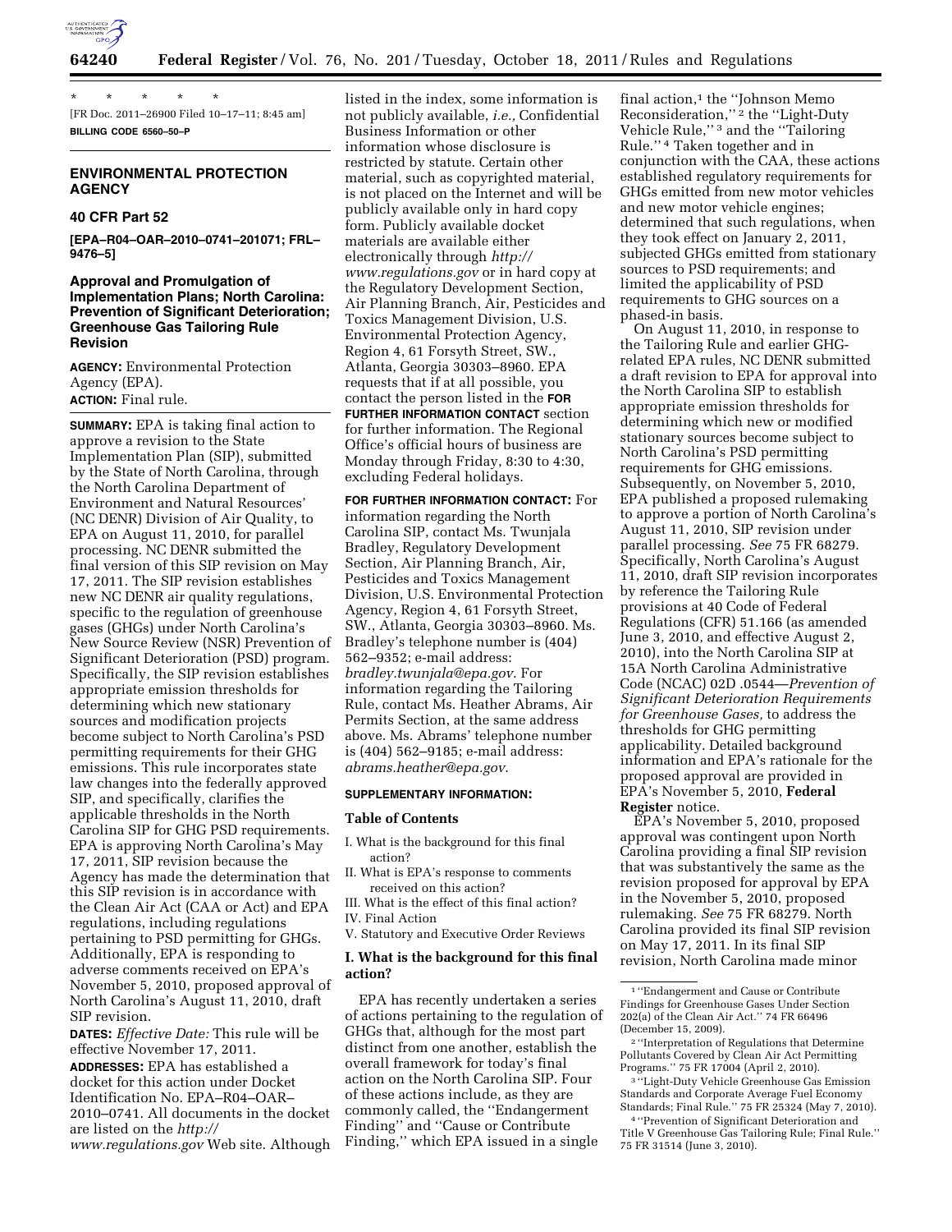\* \* \* \* \*

[FR Doc. 2011–26900 Filed 10–17–11; 8:45 am]

**BILLING CODE 6560–50–P**

## ENVIRONMENTAL PROTECTION AGENCY

### 40 CFR Part 52

**[EPA–R04–OAR–2010–0741–201071; FRL–9476–5]**

### Approval and Promulgation of Implementation Plans; North Carolina: Prevention of Significant Deterioration; Greenhouse Gas Tailoring Rule Revision

**AGENCY:** Environmental Protection Agency (EPA).

**ACTION:** Final rule.

**SUMMARY:** EPA is taking final action to approve a revision to the State Implementation Plan (SIP), submitted by the State of North Carolina, through the North Carolina Department of Environment and Natural Resources' (NC DENR) Division of Air Quality, to EPA on August 11, 2010, for parallel processing. NC DENR submitted the final version of this SIP revision on May 17, 2011. The SIP revision establishes new NC DENR air quality regulations, specific to the regulation of greenhouse gases (GHGs) under North Carolina's New Source Review (NSR) Prevention of Significant Deterioration (PSD) program. Specifically, the SIP revision establishes appropriate emission thresholds for determining which new stationary sources and modification projects become subject to North Carolina's PSD permitting requirements for their GHG emissions. This rule incorporates state law changes into the federally approved SIP, and specifically, clarifies the applicable thresholds in the North Carolina SIP for GHG PSD requirements. EPA is approving North Carolina's May 17, 2011, SIP revision because the Agency has made the determination that this SIP revision is in accordance with the Clean Air Act (CAA or Act) and EPA regulations, including regulations pertaining to PSD permitting for GHGs. Additionally, EPA is responding to adverse comments received on EPA's November 5, 2010, proposed approval of North Carolina's August 11, 2010, draft SIP revision.

**DATES:** *Effective Date:* This rule will be effective November 17, 2011.

**ADDRESSES:** EPA has established a docket for this action under Docket Identification No. EPA–R04–OAR–2010–0741. All documents in the docket are listed on the *http://www.regulations.gov* Web site. Although listed in the index, some information is not publicly available, *i.e.,* Confidential Business Information or other information whose disclosure is restricted by statute. Certain other material, such as copyrighted material, is not placed on the Internet and will be publicly available only in hard copy form. Publicly available docket materials are available either electronically through *http://www.regulations.gov* or in hard copy at the Regulatory Development Section, Air Planning Branch, Air, Pesticides and Toxics Management Division, U.S. Environmental Protection Agency, Region 4, 61 Forsyth Street, SW., Atlanta, Georgia 30303–8960. EPA requests that if at all possible, you contact the person listed in the **FOR FURTHER INFORMATION CONTACT** section for further information. The Regional Office's official hours of business are Monday through Friday, 8:30 to 4:30, excluding Federal holidays.

**FOR FURTHER INFORMATION CONTACT:** For information regarding the North Carolina SIP, contact Ms. Twunjala Bradley, Regulatory Development Section, Air Planning Branch, Air, Pesticides and Toxics Management Division, U.S. Environmental Protection Agency, Region 4, 61 Forsyth Street, SW., Atlanta, Georgia 30303–8960. Ms. Bradley's telephone number is (404) 562–9352; e-mail address: *bradley.twunjala@epa.gov*. For information regarding the Tailoring Rule, contact Ms. Heather Abrams, Air Permits Section, at the same address above. Ms. Abrams' telephone number is (404) 562–9185; e-mail address: *abrams.heather@epa.gov*.

**SUPPLEMENTARY INFORMATION:**

**Table of Contents**

I. What is the background for this final action?
II. What is EPA's response to comments received on this action?
III. What is the effect of this final action?
IV. Final Action
V. Statutory and Executive Order Reviews

### I. What is the background for this final action?

EPA has recently undertaken a series of actions pertaining to the regulation of GHGs that, although for the most part distinct from one another, establish the overall framework for today's final action on the North Carolina SIP. Four of these actions include, as they are commonly called, the "Endangerment Finding" and "Cause or Contribute Finding," which EPA issued in a single final action,[1] the "Johnson Memo Reconsideration,"[2] the "Light-Duty Vehicle Rule,"[3] and the "Tailoring Rule."[4] Taken together and in conjunction with the CAA, these actions established regulatory requirements for GHGs emitted from new motor vehicles and new motor vehicle engines; determined that such regulations, when they took effect on January 2, 2011, subjected GHGs emitted from stationary sources to PSD requirements; and limited the applicability of PSD requirements to GHG sources on a phased-in basis.

On August 11, 2010, in response to the Tailoring Rule and earlier GHG-related EPA rules, NC DENR submitted a draft revision to EPA for approval into the North Carolina SIP to establish appropriate emission thresholds for determining which new or modified stationary sources become subject to North Carolina's PSD permitting requirements for GHG emissions. Subsequently, on November 5, 2010, EPA published a proposed rulemaking to approve a portion of North Carolina's August 11, 2010, SIP revision under parallel processing. *See* 75 FR 68279. Specifically, North Carolina's August 11, 2010, draft SIP revision incorporates by reference the Tailoring Rule provisions at 40 Code of Federal Regulations (CFR) 51.166 (as amended June 3, 2010, and effective August 2, 2010), into the North Carolina SIP at 15A North Carolina Administrative Code (NCAC) 02D .0544—*Prevention of Significant Deterioration Requirements for Greenhouse Gases,* to address the thresholds for GHG permitting applicability. Detailed background information and EPA's rationale for the proposed approval are provided in EPA's November 5, 2010, **Federal Register** notice.

EPA's November 5, 2010, proposed approval was contingent upon North Carolina providing a final SIP revision that was substantively the same as the revision proposed for approval by EPA in the November 5, 2010, proposed rulemaking. *See* 75 FR 68279. North Carolina provided its final SIP revision on May 17, 2011. In its final SIP revision, North Carolina made minor

[1] "Endangerment and Cause or Contribute Findings for Greenhouse Gases Under Section 202(a) of the Clean Air Act." 74 FR 66496 (December 15, 2009).

[2] "Interpretation of Regulations that Determine Pollutants Covered by Clean Air Act Permitting Programs." 75 FR 17004 (April 2, 2010).

[3] "Light-Duty Vehicle Greenhouse Gas Emission Standards and Corporate Average Fuel Economy Standards; Final Rule." 75 FR 25324 (May 7, 2010).

[4] "Prevention of Significant Deterioration and Title V Greenhouse Gas Tailoring Rule; Final Rule." 75 FR 31514 (June 3, 2010).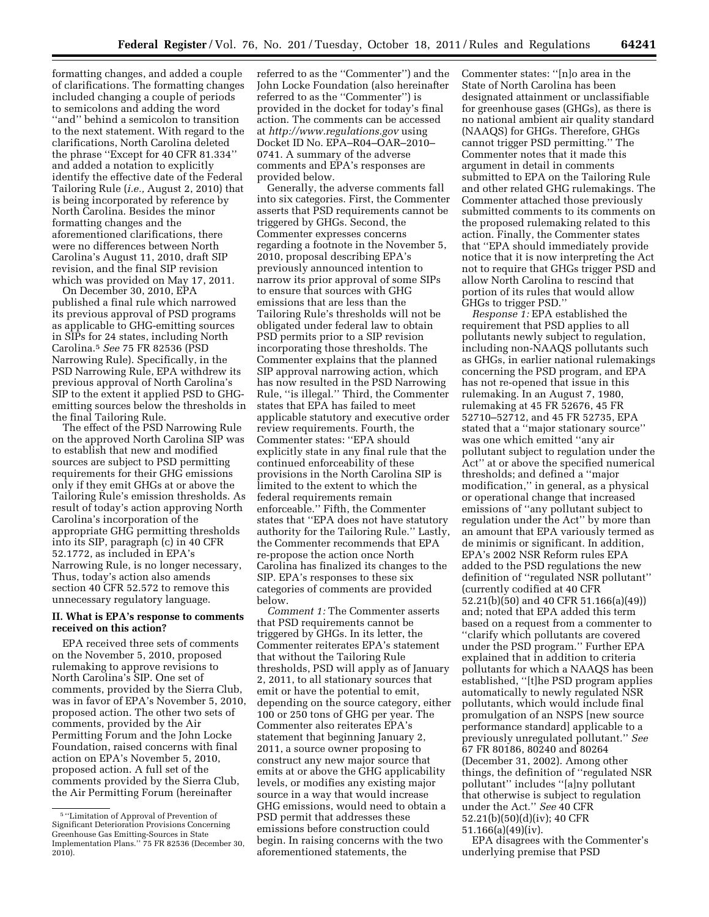formatting changes, and added a couple of clarifications. The formatting changes included changing a couple of periods to semicolons and adding the word ''and'' behind a semicolon to transition to the next statement. With regard to the clarifications, North Carolina deleted the phrase ''Except for 40 CFR 81.334'' and added a notation to explicitly identify the effective date of the Federal Tailoring Rule (*i.e.,* August 2, 2010) that is being incorporated by reference by North Carolina. Besides the minor formatting changes and the aforementioned clarifications, there were no differences between North Carolina's August 11, 2010, draft SIP revision, and the final SIP revision which was provided on May 17, 2011.

On December 30, 2010, EPA published a final rule which narrowed its previous approval of PSD programs as applicable to GHG-emitting sources in SIPs for 24 states, including North Carolina.[5] *See* 75 FR 82536 (PSD Narrowing Rule). Specifically, in the PSD Narrowing Rule, EPA withdrew its previous approval of North Carolina's SIP to the extent it applied PSD to GHG-emitting sources below the thresholds in the final Tailoring Rule.

The effect of the PSD Narrowing Rule on the approved North Carolina SIP was to establish that new and modified sources are subject to PSD permitting requirements for their GHG emissions only if they emit GHGs at or above the Tailoring Rule's emission thresholds. As result of today's action approving North Carolina's incorporation of the appropriate GHG permitting thresholds into its SIP, paragraph (c) in 40 CFR 52.1772, as included in EPA's Narrowing Rule, is no longer necessary, Thus, today's action also amends section 40 CFR 52.572 to remove this unnecessary regulatory language.

## II. What is EPA's response to comments received on this action?

EPA received three sets of comments on the November 5, 2010, proposed rulemaking to approve revisions to North Carolina's SIP. One set of comments, provided by the Sierra Club, was in favor of EPA's November 5, 2010, proposed action. The other two sets of comments, provided by the Air Permitting Forum and the John Locke Foundation, raised concerns with final action on EPA's November 5, 2010, proposed action. A full set of the comments provided by the Sierra Club, the Air Permitting Forum (hereinafter referred to as the ''Commenter'') and the John Locke Foundation (also hereinafter referred to as the ''Commenter'') is provided in the docket for today's final action. The comments can be accessed at *http://www.regulations.gov* using Docket ID No. EPA–R04–OAR–2010–0741. A summary of the adverse comments and EPA's responses are provided below.

Generally, the adverse comments fall into six categories. First, the Commenter asserts that PSD requirements cannot be triggered by GHGs. Second, the Commenter expresses concerns regarding a footnote in the November 5, 2010, proposal describing EPA's previously announced intention to narrow its prior approval of some SIPs to ensure that sources with GHG emissions that are less than the Tailoring Rule's thresholds will not be obligated under federal law to obtain PSD permits prior to a SIP revision incorporating those thresholds. The Commenter explains that the planned SIP approval narrowing action, which has now resulted in the PSD Narrowing Rule, ''is illegal.'' Third, the Commenter states that EPA has failed to meet applicable statutory and executive order review requirements. Fourth, the Commenter states: ''EPA should explicitly state in any final rule that the continued enforceability of these provisions in the North Carolina SIP is limited to the extent to which the federal requirements remain enforceable.'' Fifth, the Commenter states that ''EPA does not have statutory authority for the Tailoring Rule.'' Lastly, the Commenter recommends that EPA re-propose the action once North Carolina has finalized its changes to the SIP. EPA's responses to these six categories of comments are provided below.

*Comment 1:* The Commenter asserts that PSD requirements cannot be triggered by GHGs. In its letter, the Commenter reiterates EPA's statement that without the Tailoring Rule thresholds, PSD will apply as of January 2, 2011, to all stationary sources that emit or have the potential to emit, depending on the source category, either 100 or 250 tons of GHG per year. The Commenter also reiterates EPA's statement that beginning January 2, 2011, a source owner proposing to construct any new major source that emits at or above the GHG applicability levels, or modifies any existing major source in a way that would increase GHG emissions, would need to obtain a PSD permit that addresses these emissions before construction could begin. In raising concerns with the two aforementioned statements, the Commenter states: ''[n]o area in the State of North Carolina has been designated attainment or unclassifiable for greenhouse gases (GHGs), as there is no national ambient air quality standard (NAAQS) for GHGs. Therefore, GHGs cannot trigger PSD permitting.'' The Commenter notes that it made this argument in detail in comments submitted to EPA on the Tailoring Rule and other related GHG rulemakings. The Commenter attached those previously submitted comments to its comments on the proposed rulemaking related to this action. Finally, the Commenter states that ''EPA should immediately provide notice that it is now interpreting the Act not to require that GHGs trigger PSD and allow North Carolina to rescind that portion of its rules that would allow GHGs to trigger PSD.''

*Response 1:* EPA established the requirement that PSD applies to all pollutants newly subject to regulation, including non-NAAQS pollutants such as GHGs, in earlier national rulemakings concerning the PSD program, and EPA has not re-opened that issue in this rulemaking. In an August 7, 1980, rulemaking at 45 FR 52676, 45 FR 52710–52712, and 45 FR 52735, EPA stated that a ''major stationary source'' was one which emitted ''any air pollutant subject to regulation under the Act'' at or above the specified numerical thresholds; and defined a ''major modification,'' in general, as a physical or operational change that increased emissions of ''any pollutant subject to regulation under the Act'' by more than an amount that EPA variously termed as de minimis or significant. In addition, EPA's 2002 NSR Reform rules EPA added to the PSD regulations the new definition of ''regulated NSR pollutant'' (currently codified at 40 CFR 52.21(b)(50) and 40 CFR 51.166(a)(49)) and; noted that EPA added this term based on a request from a commenter to ''clarify which pollutants are covered under the PSD program.'' Further EPA explained that in addition to criteria pollutants for which a NAAQS has been established, ''[t]he PSD program applies automatically to newly regulated NSR pollutants, which would include final promulgation of an NSPS [new source performance standard] applicable to a previously unregulated pollutant.'' *See* 67 FR 80186, 80240 and 80264 (December 31, 2002). Among other things, the definition of ''regulated NSR pollutant'' includes ''[a]ny pollutant that otherwise is subject to regulation under the Act.'' *See* 40 CFR 52.21(b)(50)(d)(iv); 40 CFR 51.166(a)(49)(iv).

EPA disagrees with the Commenter's underlying premise that PSD

[5] ''Limitation of Approval of Prevention of Significant Deterioration Provisions Concerning Greenhouse Gas Emitting-Sources in State Implementation Plans.'' 75 FR 82536 (December 30, 2010).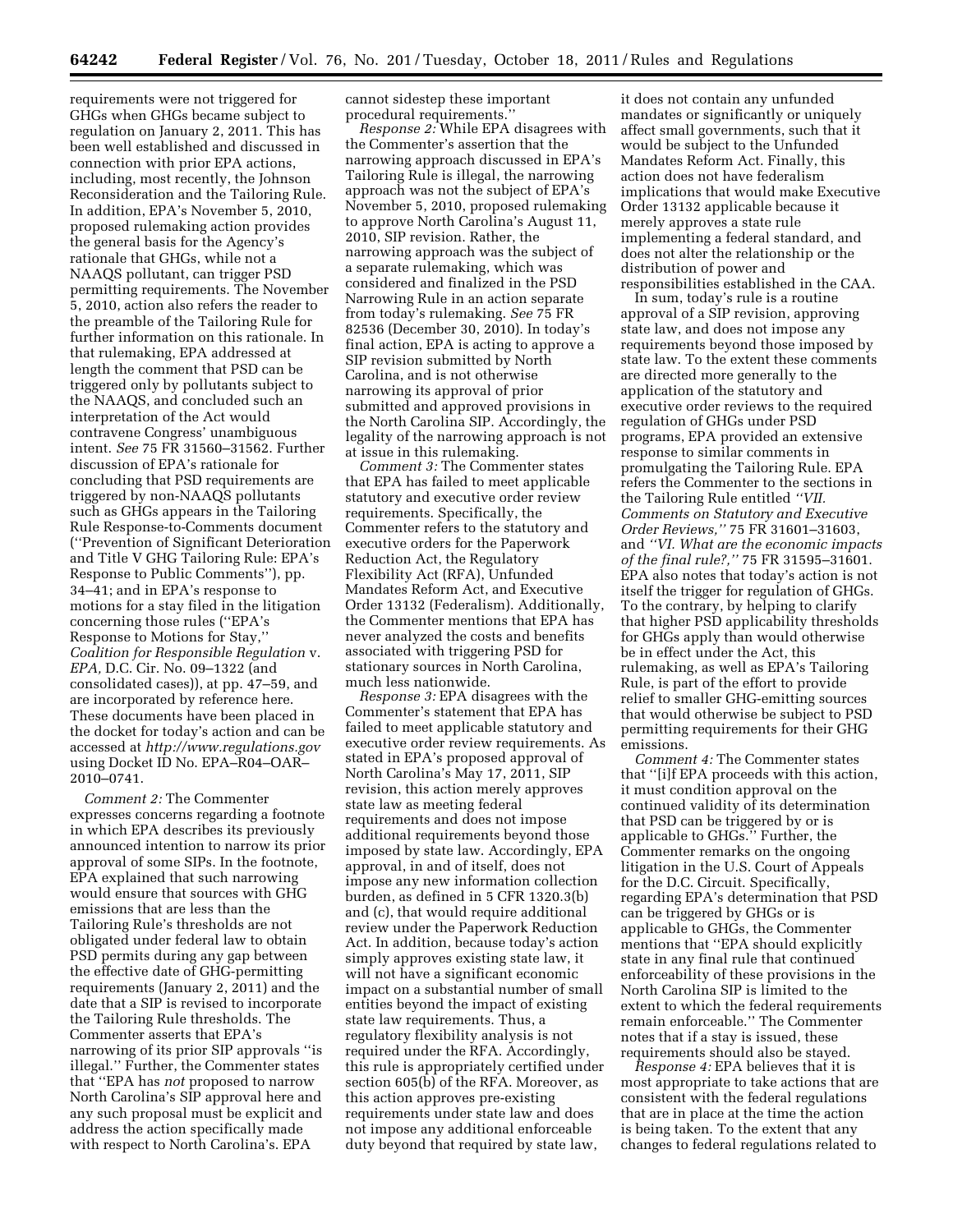requirements were not triggered for GHGs when GHGs became subject to regulation on January 2, 2011. This has been well established and discussed in connection with prior EPA actions, including, most recently, the Johnson Reconsideration and the Tailoring Rule. In addition, EPA's November 5, 2010, proposed rulemaking action provides the general basis for the Agency's rationale that GHGs, while not a NAAQS pollutant, can trigger PSD permitting requirements. The November 5, 2010, action also refers the reader to the preamble of the Tailoring Rule for further information on this rationale. In that rulemaking, EPA addressed at length the comment that PSD can be triggered only by pollutants subject to the NAAQS, and concluded such an interpretation of the Act would contravene Congress' unambiguous intent. *See* 75 FR 31560–31562. Further discussion of EPA's rationale for concluding that PSD requirements are triggered by non-NAAQS pollutants such as GHGs appears in the Tailoring Rule Response-to-Comments document (''Prevention of Significant Deterioration and Title V GHG Tailoring Rule: EPA's Response to Public Comments''), pp. 34–41; and in EPA's response to motions for a stay filed in the litigation concerning those rules (''EPA's Response to Motions for Stay,'' *Coalition for Responsible Regulation* v. *EPA,* D.C. Cir. No. 09–1322 (and consolidated cases)), at pp. 47–59, and are incorporated by reference here. These documents have been placed in the docket for today's action and can be accessed at *http://www.regulations.gov* using Docket ID No. EPA–R04–OAR–2010–0741.

*Comment 2:* The Commenter expresses concerns regarding a footnote in which EPA describes its previously announced intention to narrow its prior approval of some SIPs. In the footnote, EPA explained that such narrowing would ensure that sources with GHG emissions that are less than the Tailoring Rule's thresholds are not obligated under federal law to obtain PSD permits during any gap between the effective date of GHG-permitting requirements (January 2, 2011) and the date that a SIP is revised to incorporate the Tailoring Rule thresholds. The Commenter asserts that EPA's narrowing of its prior SIP approvals ''is illegal.'' Further, the Commenter states that ''EPA has *not* proposed to narrow North Carolina's SIP approval here and any such proposal must be explicit and address the action specifically made with respect to North Carolina's. EPA cannot sidestep these important procedural requirements.''

*Response 2:* While EPA disagrees with the Commenter's assertion that the narrowing approach discussed in EPA's Tailoring Rule is illegal, the narrowing approach was not the subject of EPA's November 5, 2010, proposed rulemaking to approve North Carolina's August 11, 2010, SIP revision. Rather, the narrowing approach was the subject of a separate rulemaking, which was considered and finalized in the PSD Narrowing Rule in an action separate from today's rulemaking. *See* 75 FR 82536 (December 30, 2010). In today's final action, EPA is acting to approve a SIP revision submitted by North Carolina, and is not otherwise narrowing its approval of prior submitted and approved provisions in the North Carolina SIP. Accordingly, the legality of the narrowing approach is not at issue in this rulemaking.

*Comment 3:* The Commenter states that EPA has failed to meet applicable statutory and executive order review requirements. Specifically, the Commenter refers to the statutory and executive orders for the Paperwork Reduction Act, the Regulatory Flexibility Act (RFA), Unfunded Mandates Reform Act, and Executive Order 13132 (Federalism). Additionally, the Commenter mentions that EPA has never analyzed the costs and benefits associated with triggering PSD for stationary sources in North Carolina, much less nationwide.

*Response 3:* EPA disagrees with the Commenter's statement that EPA has failed to meet applicable statutory and executive order review requirements. As stated in EPA's proposed approval of North Carolina's May 17, 2011, SIP revision, this action merely approves state law as meeting federal requirements and does not impose additional requirements beyond those imposed by state law. Accordingly, EPA approval, in and of itself, does not impose any new information collection burden, as defined in 5 CFR 1320.3(b) and (c), that would require additional review under the Paperwork Reduction Act. In addition, because today's action simply approves existing state law, it will not have a significant economic impact on a substantial number of small entities beyond the impact of existing state law requirements. Thus, a regulatory flexibility analysis is not required under the RFA. Accordingly, this rule is appropriately certified under section 605(b) of the RFA. Moreover, as this action approves pre-existing requirements under state law and does not impose any additional enforceable duty beyond that required by state law, it does not contain any unfunded mandates or significantly or uniquely affect small governments, such that it would be subject to the Unfunded Mandates Reform Act. Finally, this action does not have federalism implications that would make Executive Order 13132 applicable because it merely approves a state rule implementing a federal standard, and does not alter the relationship or the distribution of power and responsibilities established in the CAA.

In sum, today's rule is a routine approval of a SIP revision, approving state law, and does not impose any requirements beyond those imposed by state law. To the extent these comments are directed more generally to the application of the statutory and executive order reviews to the required regulation of GHGs under PSD programs, EPA provided an extensive response to similar comments in promulgating the Tailoring Rule. EPA refers the Commenter to the sections in the Tailoring Rule entitled *''VII. Comments on Statutory and Executive Order Reviews,''* 75 FR 31601–31603, and *''VI. What are the economic impacts of the final rule?,''* 75 FR 31595–31601. EPA also notes that today's action is not itself the trigger for regulation of GHGs. To the contrary, by helping to clarify that higher PSD applicability thresholds for GHGs apply than would otherwise be in effect under the Act, this rulemaking, as well as EPA's Tailoring Rule, is part of the effort to provide relief to smaller GHG-emitting sources that would otherwise be subject to PSD permitting requirements for their GHG emissions.

*Comment 4:* The Commenter states that ''[i]f EPA proceeds with this action, it must condition approval on the continued validity of its determination that PSD can be triggered by or is applicable to GHGs.'' Further, the Commenter remarks on the ongoing litigation in the U.S. Court of Appeals for the D.C. Circuit. Specifically, regarding EPA's determination that PSD can be triggered by GHGs or is applicable to GHGs, the Commenter mentions that ''EPA should explicitly state in any final rule that continued enforceability of these provisions in the North Carolina SIP is limited to the extent to which the federal requirements remain enforceable.'' The Commenter notes that if a stay is issued, these requirements should also be stayed.

*Response 4:* EPA believes that it is most appropriate to take actions that are consistent with the federal regulations that are in place at the time the action is being taken. To the extent that any changes to federal regulations related to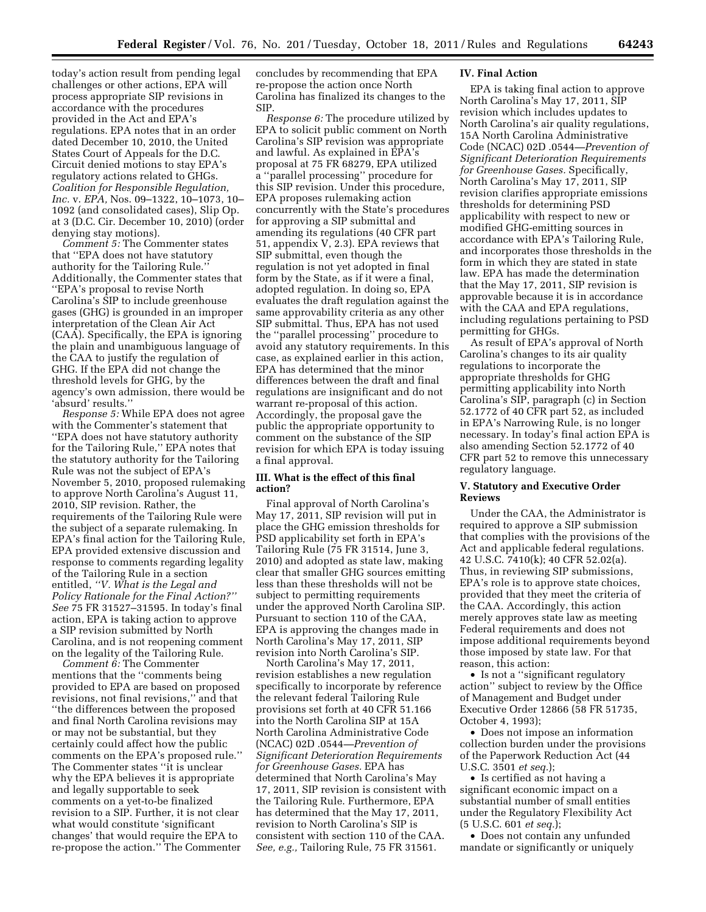today's action result from pending legal challenges or other actions, EPA will process appropriate SIP revisions in accordance with the procedures provided in the Act and EPA's regulations. EPA notes that in an order dated December 10, 2010, the United States Court of Appeals for the D.C. Circuit denied motions to stay EPA's regulatory actions related to GHGs. *Coalition for Responsible Regulation, Inc.* v. *EPA,* Nos. 09–1322, 10–1073, 10–1092 (and consolidated cases), Slip Op. at 3 (D.C. Cir. December 10, 2010) (order denying stay motions).

*Comment 5:* The Commenter states that ''EPA does not have statutory authority for the Tailoring Rule.'' Additionally, the Commenter states that ''EPA's proposal to revise North Carolina's SIP to include greenhouse gases (GHG) is grounded in an improper interpretation of the Clean Air Act (CAA). Specifically, the EPA is ignoring the plain and unambiguous language of the CAA to justify the regulation of GHG. If the EPA did not change the threshold levels for GHG, by the agency's own admission, there would be 'absurd' results.''

*Response 5:* While EPA does not agree with the Commenter's statement that ''EPA does not have statutory authority for the Tailoring Rule,'' EPA notes that the statutory authority for the Tailoring Rule was not the subject of EPA's November 5, 2010, proposed rulemaking to approve North Carolina's August 11, 2010, SIP revision. Rather, the requirements of the Tailoring Rule were the subject of a separate rulemaking. In EPA's final action for the Tailoring Rule, EPA provided extensive discussion and response to comments regarding legality of the Tailoring Rule in a section entitled, *''V. What is the Legal and Policy Rationale for the Final Action?'' See* 75 FR 31527–31595. In today's final action, EPA is taking action to approve a SIP revision submitted by North Carolina, and is not reopening comment on the legality of the Tailoring Rule.

*Comment 6:* The Commenter mentions that the ''comments being provided to EPA are based on proposed revisions, not final revisions,'' and that ''the differences between the proposed and final North Carolina revisions may or may not be substantial, but they certainly could affect how the public comments on the EPA's proposed rule.'' The Commenter states ''it is unclear why the EPA believes it is appropriate and legally supportable to seek comments on a yet-to-be finalized revision to a SIP. Further, it is not clear what would constitute 'significant changes' that would require the EPA to re-propose the action.'' The Commenter concludes by recommending that EPA re-propose the action once North Carolina has finalized its changes to the SIP.

*Response 6:* The procedure utilized by EPA to solicit public comment on North Carolina's SIP revision was appropriate and lawful. As explained in EPA's proposal at 75 FR 68279, EPA utilized a ''parallel processing'' procedure for this SIP revision. Under this procedure, EPA proposes rulemaking action concurrently with the State's procedures for approving a SIP submittal and amending its regulations (40 CFR part 51, appendix V, 2.3). EPA reviews that SIP submittal, even though the regulation is not yet adopted in final form by the State, as if it were a final, adopted regulation. In doing so, EPA evaluates the draft regulation against the same approvability criteria as any other SIP submittal. Thus, EPA has not used the ''parallel processing'' procedure to avoid any statutory requirements. In this case, as explained earlier in this action, EPA has determined that the minor differences between the draft and final regulations are insignificant and do not warrant re-proposal of this action. Accordingly, the proposal gave the public the appropriate opportunity to comment on the substance of the SIP revision for which EPA is today issuing a final approval.

## III. What is the effect of this final action?

Final approval of North Carolina's May 17, 2011, SIP revision will put in place the GHG emission thresholds for PSD applicability set forth in EPA's Tailoring Rule (75 FR 31514, June 3, 2010) and adopted as state law, making clear that smaller GHG sources emitting less than these thresholds will not be subject to permitting requirements under the approved North Carolina SIP. Pursuant to section 110 of the CAA, EPA is approving the changes made in North Carolina's May 17, 2011, SIP revision into North Carolina's SIP.

North Carolina's May 17, 2011, revision establishes a new regulation specifically to incorporate by reference the relevant federal Tailoring Rule provisions set forth at 40 CFR 51.166 into the North Carolina SIP at 15A North Carolina Administrative Code (NCAC) 02D .0544—*Prevention of Significant Deterioration Requirements for Greenhouse Gases.* EPA has determined that North Carolina's May 17, 2011, SIP revision is consistent with the Tailoring Rule. Furthermore, EPA has determined that the May 17, 2011, revision to North Carolina's SIP is consistent with section 110 of the CAA. *See, e.g.,* Tailoring Rule, 75 FR 31561.

## IV. Final Action

EPA is taking final action to approve North Carolina's May 17, 2011, SIP revision which includes updates to North Carolina's air quality regulations, 15A North Carolina Administrative Code (NCAC) 02D .0544—*Prevention of Significant Deterioration Requirements for Greenhouse Gases.* Specifically, North Carolina's May 17, 2011, SIP revision clarifies appropriate emissions thresholds for determining PSD applicability with respect to new or modified GHG-emitting sources in accordance with EPA's Tailoring Rule, and incorporates those thresholds in the form in which they are stated in state law. EPA has made the determination that the May 17, 2011, SIP revision is approvable because it is in accordance with the CAA and EPA regulations, including regulations pertaining to PSD permitting for GHGs.

As result of EPA's approval of North Carolina's changes to its air quality regulations to incorporate the appropriate thresholds for GHG permitting applicability into North Carolina's SIP, paragraph (c) in Section 52.1772 of 40 CFR part 52, as included in EPA's Narrowing Rule, is no longer necessary. In today's final action EPA is also amending Section 52.1772 of 40 CFR part 52 to remove this unnecessary regulatory language.

## V. Statutory and Executive Order Reviews

Under the CAA, the Administrator is required to approve a SIP submission that complies with the provisions of the Act and applicable federal regulations. 42 U.S.C. 7410(k); 40 CFR 52.02(a). Thus, in reviewing SIP submissions, EPA's role is to approve state choices, provided that they meet the criteria of the CAA. Accordingly, this action merely approves state law as meeting Federal requirements and does not impose additional requirements beyond those imposed by state law. For that reason, this action:

- Is not a ''significant regulatory action'' subject to review by the Office of Management and Budget under Executive Order 12866 (58 FR 51735, October 4, 1993);
- Does not impose an information collection burden under the provisions of the Paperwork Reduction Act (44 U.S.C. 3501 *et seq.*);
- Is certified as not having a significant economic impact on a substantial number of small entities under the Regulatory Flexibility Act (5 U.S.C. 601 *et seq.*);
- Does not contain any unfunded mandate or significantly or uniquely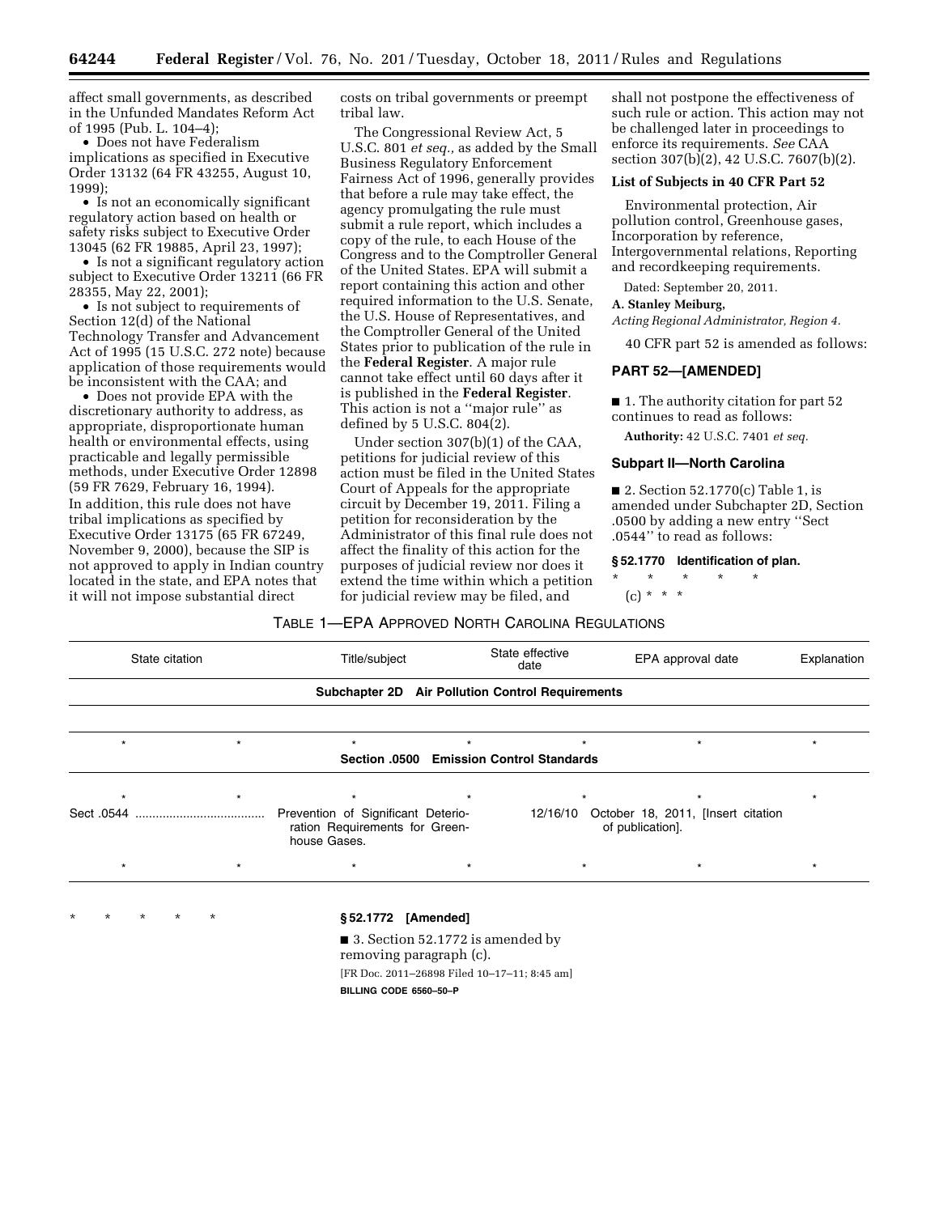affect small governments, as described in the Unfunded Mandates Reform Act of 1995 (Pub. L. 104–4);

• Does not have Federalism implications as specified in Executive Order 13132 (64 FR 43255, August 10, 1999);

• Is not an economically significant regulatory action based on health or safety risks subject to Executive Order 13045 (62 FR 19885, April 23, 1997);

• Is not a significant regulatory action subject to Executive Order 13211 (66 FR 28355, May 22, 2001);

• Is not subject to requirements of Section 12(d) of the National Technology Transfer and Advancement Act of 1995 (15 U.S.C. 272 note) because application of those requirements would be inconsistent with the CAA; and

• Does not provide EPA with the discretionary authority to address, as appropriate, disproportionate human health or environmental effects, using practicable and legally permissible methods, under Executive Order 12898 (59 FR 7629, February 16, 1994).

In addition, this rule does not have tribal implications as specified by Executive Order 13175 (65 FR 67249, November 9, 2000), because the SIP is not approved to apply in Indian country located in the state, and EPA notes that it will not impose substantial direct costs on tribal governments or preempt tribal law.

The Congressional Review Act, 5 U.S.C. 801 *et seq.,* as added by the Small Business Regulatory Enforcement Fairness Act of 1996, generally provides that before a rule may take effect, the agency promulgating the rule must submit a rule report, which includes a copy of the rule, to each House of the Congress and to the Comptroller General of the United States. EPA will submit a report containing this action and other required information to the U.S. Senate, the U.S. House of Representatives, and the Comptroller General of the United States prior to publication of the rule in the **Federal Register**. A major rule cannot take effect until 60 days after it is published in the **Federal Register**. This action is not a ''major rule'' as defined by 5 U.S.C. 804(2).

Under section 307(b)(1) of the CAA, petitions for judicial review of this action must be filed in the United States Court of Appeals for the appropriate circuit by December 19, 2011. Filing a petition for reconsideration by the Administrator of this final rule does not affect the finality of this action for the purposes of judicial review nor does it extend the time within which a petition for judicial review may be filed, and shall not postpone the effectiveness of such rule or action. This action may not be challenged later in proceedings to enforce its requirements. *See* CAA section 307(b)(2), 42 U.S.C. 7607(b)(2).

### List of Subjects in 40 CFR Part 52

Environmental protection, Air pollution control, Greenhouse gases, Incorporation by reference, Intergovernmental relations, Reporting and recordkeeping requirements.

Dated: September 20, 2011.

**A. Stanley Meiburg,**

*Acting Regional Administrator, Region 4.*

40 CFR part 52 is amended as follows:

## PART 52—[AMENDED]

■ 1. The authority citation for part 52 continues to read as follows:

**Authority:** 42 U.S.C. 7401 *et seq.*

### Subpart II—North Carolina

■ 2. Section 52.1770(c) Table 1, is amended under Subchapter 2D, Section .0500 by adding a new entry ''Sect .0544'' to read as follows:

**§ 52.1770 Identification of plan.**

\* \* \* \* \*

(c) \* \* \*

TABLE 1—EPA APPROVED NORTH CAROLINA REGULATIONS

| State citation | Title/subject | State effective date | EPA approval date | Explanation |
|---|---|---|---|---|
| | **Subchapter 2D Air Pollution Control Requirements** | | | |
| * * | * | * | * | * |
| | **Section .0500 Emission Control Standards** | | | |
| * * | * | * | * | * |
| Sect .0544 | Prevention of Significant Deterioration Requirements for Greenhouse Gases. | 12/16/10 | October 18, 2011, [Insert citation of publication]. | |
| * * | * | * | * | * |

\* \* \* \* \*

**§ 52.1772 [Amended]**

■ 3. Section 52.1772 is amended by removing paragraph (c).

[FR Doc. 2011–26898 Filed 10–17–11; 8:45 am]

**BILLING CODE 6560–50–P**